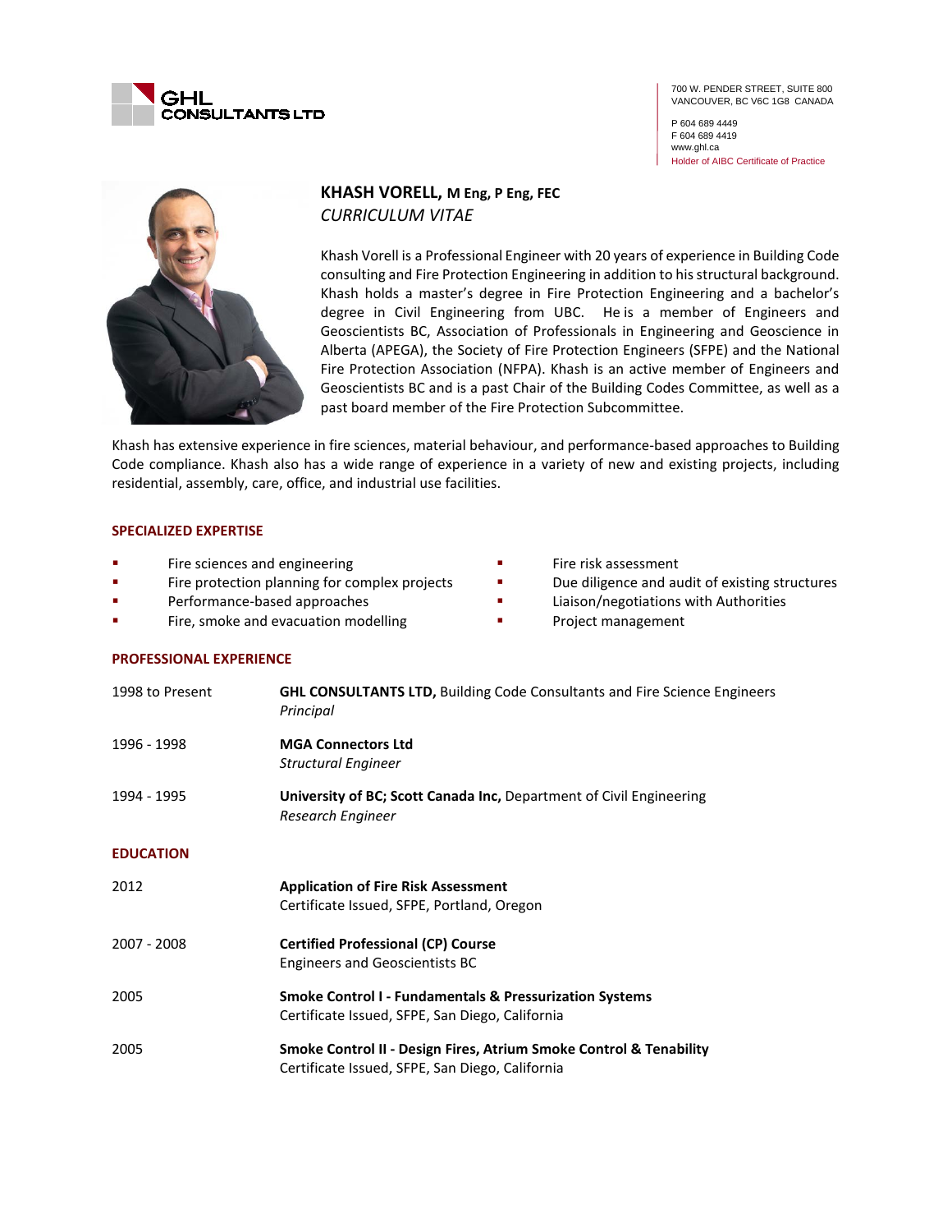GHL CONSULTANTS LTD

700 W. PENDER STREET, SUITE 800
VANCOUVER, BC V6C 1G8 CANADA

P 604 689 4449
F 604 689 4419
www.ghl.ca
Holder of AIBC Certificate of Practice

# KHASH VORELL, M Eng, P Eng, FEC

*CURRICULUM VITAE*

Khash Vorell is a Professional Engineer with 20 years of experience in Building Code consulting and Fire Protection Engineering in addition to his structural background. Khash holds a master's degree in Fire Protection Engineering and a bachelor's degree in Civil Engineering from UBC. He is a member of Engineers and Geoscientists BC, Association of Professionals in Engineering and Geoscience in Alberta (APEGA), the Society of Fire Protection Engineers (SFPE) and the National Fire Protection Association (NFPA). Khash is an active member of Engineers and Geoscientists BC and is a past Chair of the Building Codes Committee, as well as a past board member of the Fire Protection Subcommittee.

Khash has extensive experience in fire sciences, material behaviour, and performance-based approaches to Building Code compliance. Khash also has a wide range of experience in a variety of new and existing projects, including residential, assembly, care, office, and industrial use facilities.

## SPECIALIZED EXPERTISE

- Fire sciences and engineering
- Fire protection planning for complex projects
- Performance-based approaches
- Fire, smoke and evacuation modelling
- Fire risk assessment
- Due diligence and audit of existing structures
- Liaison/negotiations with Authorities
- Project management

## PROFESSIONAL EXPERIENCE

| | |
|---|---|
| 1998 to Present | **GHL CONSULTANTS LTD,** Building Code Consultants and Fire Science Engineers<br>*Principal* |
| 1996 - 1998 | **MGA Connectors Ltd**<br>*Structural Engineer* |
| 1994 - 1995 | **University of BC; Scott Canada Inc,** Department of Civil Engineering<br>*Research Engineer* |

## EDUCATION

| | |
|---|---|
| 2012 | **Application of Fire Risk Assessment**<br>Certificate Issued, SFPE, Portland, Oregon |
| 2007 - 2008 | **Certified Professional (CP) Course**<br>Engineers and Geoscientists BC |
| 2005 | **Smoke Control I - Fundamentals & Pressurization Systems**<br>Certificate Issued, SFPE, San Diego, California |
| 2005 | **Smoke Control II - Design Fires, Atrium Smoke Control & Tenability**<br>Certificate Issued, SFPE, San Diego, California |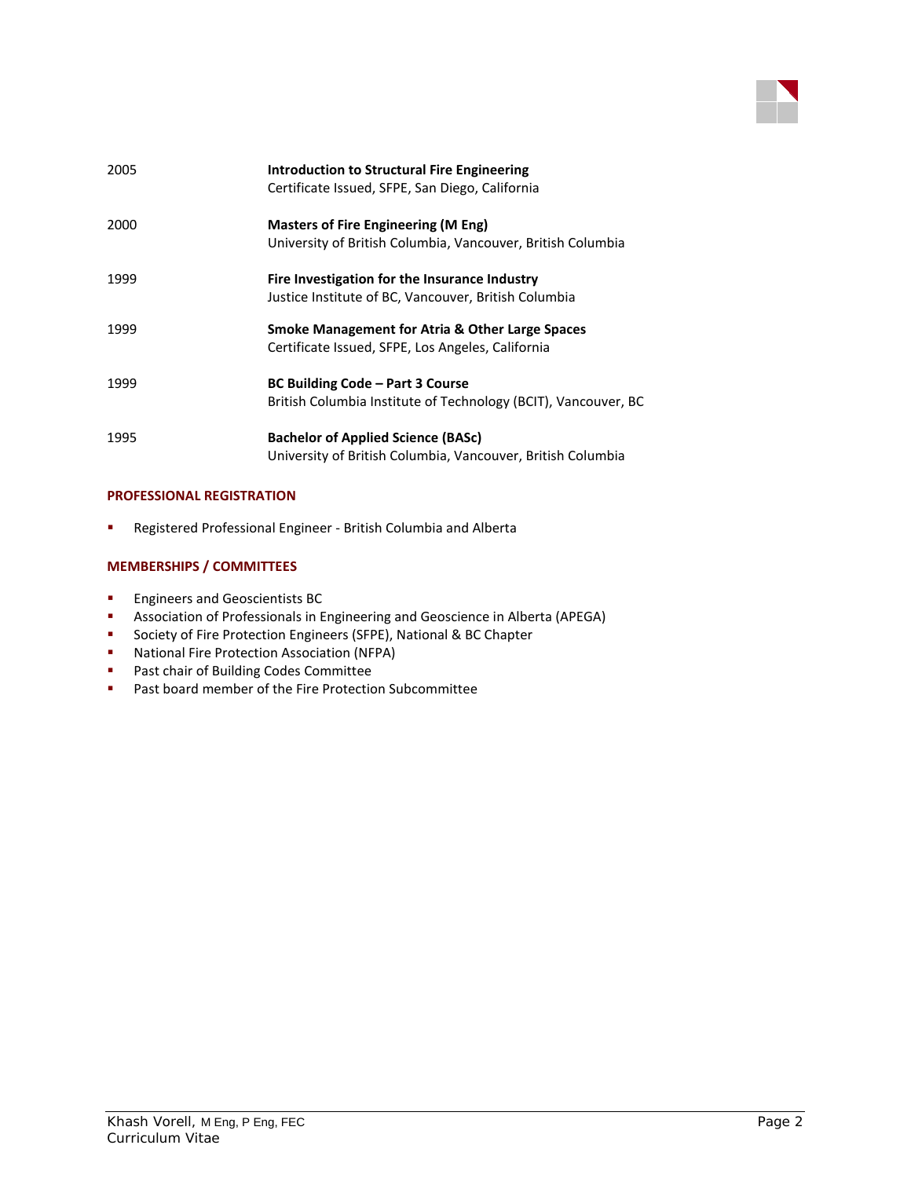| | |
|---|---|
| 2005 | **Introduction to Structural Fire Engineering**<br>Certificate Issued, SFPE, San Diego, California |
| 2000 | **Masters of Fire Engineering (M Eng)**<br>University of British Columbia, Vancouver, British Columbia |
| 1999 | **Fire Investigation for the Insurance Industry**<br>Justice Institute of BC, Vancouver, British Columbia |
| 1999 | **Smoke Management for Atria & Other Large Spaces**<br>Certificate Issued, SFPE, Los Angeles, California |
| 1999 | **BC Building Code – Part 3 Course**<br>British Columbia Institute of Technology (BCIT), Vancouver, BC |
| 1995 | **Bachelor of Applied Science (BASc)**<br>University of British Columbia, Vancouver, British Columbia |

## PROFESSIONAL REGISTRATION

- Registered Professional Engineer - British Columbia and Alberta

## MEMBERSHIPS / COMMITTEES

- Engineers and Geoscientists BC
- Association of Professionals in Engineering and Geoscience in Alberta (APEGA)
- Society of Fire Protection Engineers (SFPE), National & BC Chapter
- National Fire Protection Association (NFPA)
- Past chair of Building Codes Committee
- Past board member of the Fire Protection Subcommittee